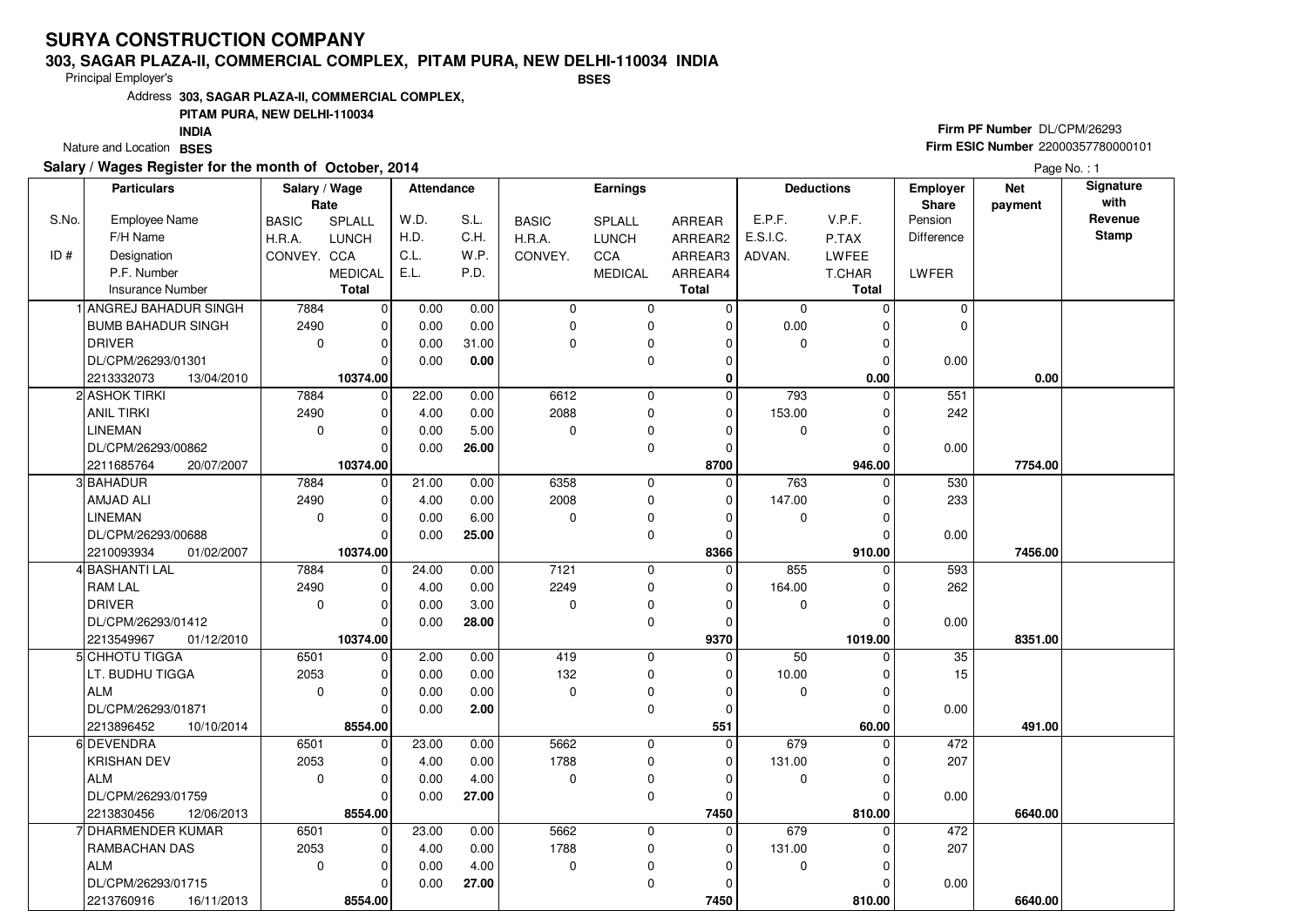# SURYA CONSTRUCTION COMPANY

**303, SAGAR PLAZA-II, COMMERCIAL COMPLEX, PITAM PURA, NEW DELHI-110034 INDIA**

Principal Employer's **BSES**

Address **303, SAGAR PLAZA-II, COMMERCIAL COMPLEX, PITAM PURA, NEW DELHI-110034 INDIA**

Nature and Location **BSES**

**Firm PF Number** DL/CPM/26293

**Firm ESIC Number** 22000357780000101

**Salary / Wages Register for the month of October, 2014**

Page No. : 1

| S.No. / ID # | Particulars: Employee Name / F/H Name / Designation / P.F. Number / Insurance Number | Salary / Wage Rate: BASIC / H.R.A. / CONVEY. | SPLALL / LUNCH / CCA / MEDICAL / Total | Attendance: W.D. / H.D. / C.L. / E.L. | S.L. / C.H. / W.P. / P.D. | Earnings: BASIC / H.R.A. / CONVEY. | SPLALL / LUNCH / CCA / MEDICAL | ARREAR / ARREAR2 / ARREAR3 / ARREAR4 / Total | Deductions: E.P.F. / E.S.I.C. / ADVAN. | V.P.F. / P.TAX / LWFEE / T.CHAR / Total | Employer Share: Pension / Difference / LWFER | Net payment | Signature with Revenue Stamp |
|---|---|---|---|---|---|---|---|---|---|---|---|---|---|
| 1 | ANGREJ BAHADUR SINGH<br>BUMB BAHADUR SINGH<br>DRIVER<br>DL/CPM/26293/01301<br>2213332073 13/04/2010 | 7884<br>2490<br>0 | 0<br>0<br>0<br>0<br>**10374.00** | 0.00<br>0.00<br>0.00<br>0.00 | 0.00<br>0.00<br>31.00<br>**0.00** | 0<br>0<br>0 | 0<br>0<br>0<br>0 | 0<br>0<br>0<br>0<br>**0** | 0<br>0.00<br>0 | 0<br>0<br>0<br>0<br>**0.00** | 0<br>0<br>0.00 | **0.00** | |
| 2 | ASHOK TIRKI<br>ANIL TIRKI<br>LINEMAN<br>DL/CPM/26293/00862<br>2211685764 20/07/2007 | 7884<br>2490<br>0 | 0<br>0<br>0<br>0<br>**10374.00** | 22.00<br>4.00<br>0.00<br>0.00 | 0.00<br>0.00<br>5.00<br>**26.00** | 6612<br>2088<br>0 | 0<br>0<br>0<br>0 | 0<br>0<br>0<br>0<br>**8700** | 793<br>153.00<br>0 | 0<br>0<br>0<br>0<br>**946.00** | 551<br>242<br>0.00 | **7754.00** | |
| 3 | BAHADUR<br>AMJAD ALI<br>LINEMAN<br>DL/CPM/26293/00688<br>2210093934 01/02/2007 | 7884<br>2490<br>0 | 0<br>0<br>0<br>0<br>**10374.00** | 21.00<br>4.00<br>0.00<br>0.00 | 0.00<br>0.00<br>6.00<br>**25.00** | 6358<br>2008<br>0 | 0<br>0<br>0<br>0 | 0<br>0<br>0<br>0<br>**8366** | 763<br>147.00<br>0 | 0<br>0<br>0<br>0<br>**910.00** | 530<br>233<br>0.00 | **7456.00** | |
| 4 | BASHANTI LAL<br>RAM LAL<br>DRIVER<br>DL/CPM/26293/01412<br>2213549967 01/12/2010 | 7884<br>2490<br>0 | 0<br>0<br>0<br>0<br>**10374.00** | 24.00<br>4.00<br>0.00<br>0.00 | 0.00<br>0.00<br>3.00<br>**28.00** | 7121<br>2249<br>0 | 0<br>0<br>0<br>0 | 0<br>0<br>0<br>0<br>**9370** | 855<br>164.00<br>0 | 0<br>0<br>0<br>0<br>**1019.00** | 593<br>262<br>0.00 | **8351.00** | |
| 5 | CHHOTU TIGGA<br>LT. BUDHU TIGGA<br>ALM<br>DL/CPM/26293/01871<br>2213896452 10/10/2014 | 6501<br>2053<br>0 | 0<br>0<br>0<br>0<br>**8554.00** | 2.00<br>0.00<br>0.00<br>0.00 | 0.00<br>0.00<br>0.00<br>**2.00** | 419<br>132<br>0 | 0<br>0<br>0<br>0 | 0<br>0<br>0<br>0<br>**551** | 50<br>10.00<br>0 | 0<br>0<br>0<br>0<br>**60.00** | 35<br>15<br>0.00 | **491.00** | |
| 6 | DEVENDRA<br>KRISHAN DEV<br>ALM<br>DL/CPM/26293/01759<br>2213830456 12/06/2013 | 6501<br>2053<br>0 | 0<br>0<br>0<br>0<br>**8554.00** | 23.00<br>4.00<br>0.00<br>0.00 | 0.00<br>0.00<br>4.00<br>**27.00** | 5662<br>1788<br>0 | 0<br>0<br>0<br>0 | 0<br>0<br>0<br>0<br>**7450** | 679<br>131.00<br>0 | 0<br>0<br>0<br>0<br>**810.00** | 472<br>207<br>0.00 | **6640.00** | |
| 7 | DHARMENDER KUMAR<br>RAMBACHAN DAS<br>ALM<br>DL/CPM/26293/01715<br>2213760916 16/11/2013 | 6501<br>2053<br>0 | 0<br>0<br>0<br>0<br>**8554.00** | 23.00<br>4.00<br>0.00<br>0.00 | 0.00<br>0.00<br>4.00<br>**27.00** | 5662<br>1788<br>0 | 0<br>0<br>0<br>0 | 0<br>0<br>0<br>0<br>**7450** | 679<br>131.00<br>0 | 0<br>0<br>0<br>0<br>**810.00** | 472<br>207<br>0.00 | **6640.00** | |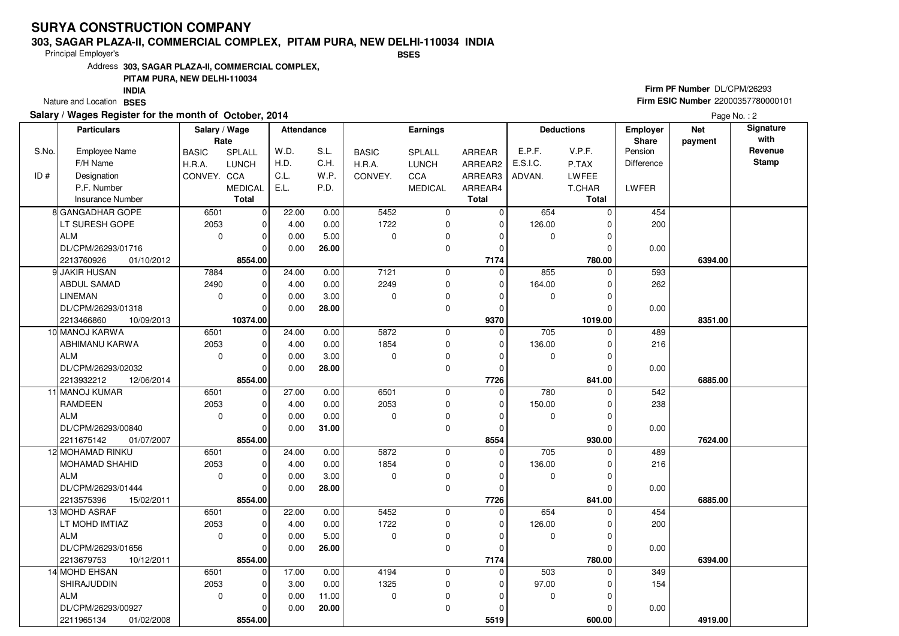# SURYA CONSTRUCTION COMPANY

**303, SAGAR PLAZA-II, COMMERCIAL COMPLEX, PITAM PURA, NEW DELHI-110034 INDIA**

**BSES**

Principal Employer's

Address **303, SAGAR PLAZA-II, COMMERCIAL COMPLEX, PITAM PURA, NEW DELHI-110034 INDIA**

Nature and Location **BSES**

**Firm PF Number** DL/CPM/26293

**Firm ESIC Number** 22000357780000101

**Salary / Wages Register for the month of October, 2014**

Page No. : 2

| S.No. / ID # | Employee Name / F/H Name / Designation / P.F. Number / Insurance Number | BASIC / H.R.A. / CONVEY. | SPLALL / LUNCH / CCA / MEDICAL / Total | W.D. / H.D. / C.L. / E.L. | S.L. / C.H. / W.P. / P.D. | BASIC / H.R.A. / CONVEY. | SPLALL / LUNCH / CCA / MEDICAL | ARREAR / ARREAR2 / ARREAR3 / ARREAR4 / Total | E.P.F. / E.S.I.C. / ADVAN. | V.P.F. / P.TAX / LWFEE / T.CHAR / Total | Employer Share Pension / Difference / LWFER | Net payment | Signature with Revenue Stamp |
|---|---|---|---|---|---|---|---|---|---|---|---|---|---|
| 8 | GANGADHAR GOPE<br>LT SURESH GOPE<br>ALM<br>DL/CPM/26293/01716<br>2213760926 01/10/2012 | 6501<br>2053<br>0 | 0<br>0<br>0<br>0<br>**8554.00** | 22.00<br>4.00<br>0.00<br>0.00 | 0.00<br>0.00<br>5.00<br>**26.00** | 5452<br>1722<br>0 | 0<br>0<br>0<br>0 | 0<br>0<br>0<br>0<br>**7174** | 654<br>126.00<br>0 | 0<br>0<br>0<br>0<br>**780.00** | 454<br>200<br>0.00 | **6394.00** | |
| 9 | JAKIR HUSAN<br>ABDUL SAMAD<br>LINEMAN<br>DL/CPM/26293/01318<br>2213466860 10/09/2013 | 7884<br>2490<br>0 | 0<br>0<br>0<br>0<br>**10374.00** | 24.00<br>4.00<br>0.00<br>0.00 | 0.00<br>0.00<br>3.00<br>**28.00** | 7121<br>2249<br>0 | 0<br>0<br>0<br>0 | 0<br>0<br>0<br>0<br>**9370** | 855<br>164.00<br>0 | 0<br>0<br>0<br>0<br>**1019.00** | 593<br>262<br>0.00 | **8351.00** | |
| 10 | MANOJ KARWA<br>ABHIMANU KARWA<br>ALM<br>DL/CPM/26293/02032<br>2213932212 12/06/2014 | 6501<br>2053<br>0 | 0<br>0<br>0<br>0<br>**8554.00** | 24.00<br>4.00<br>0.00<br>0.00 | 0.00<br>0.00<br>3.00<br>**28.00** | 5872<br>1854<br>0 | 0<br>0<br>0<br>0 | 0<br>0<br>0<br>0<br>**7726** | 705<br>136.00<br>0 | 0<br>0<br>0<br>0<br>**841.00** | 489<br>216<br>0.00 | **6885.00** | |
| 11 | MANOJ KUMAR<br>RAMDEEN<br>ALM<br>DL/CPM/26293/00840<br>2211675142 01/07/2007 | 6501<br>2053<br>0 | 0<br>0<br>0<br>0<br>**8554.00** | 27.00<br>4.00<br>0.00<br>0.00 | 0.00<br>0.00<br>0.00<br>**31.00** | 6501<br>2053<br>0 | 0<br>0<br>0<br>0 | 0<br>0<br>0<br>0<br>**8554** | 780<br>150.00<br>0 | 0<br>0<br>0<br>0<br>**930.00** | 542<br>238<br>0.00 | **7624.00** | |
| 12 | MOHAMAD RINKU<br>MOHAMAD SHAHID<br>ALM<br>DL/CPM/26293/01444<br>2213575396 15/02/2011 | 6501<br>2053<br>0 | 0<br>0<br>0<br>0<br>**8554.00** | 24.00<br>4.00<br>0.00<br>0.00 | 0.00<br>0.00<br>3.00<br>**28.00** | 5872<br>1854<br>0 | 0<br>0<br>0<br>0 | 0<br>0<br>0<br>0<br>**7726** | 705<br>136.00<br>0 | 0<br>0<br>0<br>0<br>**841.00** | 489<br>216<br>0.00 | **6885.00** | |
| 13 | MOHD ASRAF<br>LT MOHD IMTIAZ<br>ALM<br>DL/CPM/26293/01656<br>2213679753 10/12/2011 | 6501<br>2053<br>0 | 0<br>0<br>0<br>0<br>**8554.00** | 22.00<br>4.00<br>0.00<br>0.00 | 0.00<br>0.00<br>5.00<br>**26.00** | 5452<br>1722<br>0 | 0<br>0<br>0<br>0 | 0<br>0<br>0<br>0<br>**7174** | 654<br>126.00<br>0 | 0<br>0<br>0<br>0<br>**780.00** | 454<br>200<br>0.00 | **6394.00** | |
| 14 | MOHD EHSAN<br>SHIRAJUDDIN<br>ALM<br>DL/CPM/26293/00927<br>2211965134 01/02/2008 | 6501<br>2053<br>0 | 0<br>0<br>0<br>0<br>**8554.00** | 17.00<br>3.00<br>0.00<br>0.00 | 0.00<br>0.00<br>11.00<br>**20.00** | 4194<br>1325<br>0 | 0<br>0<br>0<br>0 | 0<br>0<br>0<br>0<br>**5519** | 503<br>97.00<br>0 | 0<br>0<br>0<br>0<br>**600.00** | 349<br>154<br>0.00 | **4919.00** | |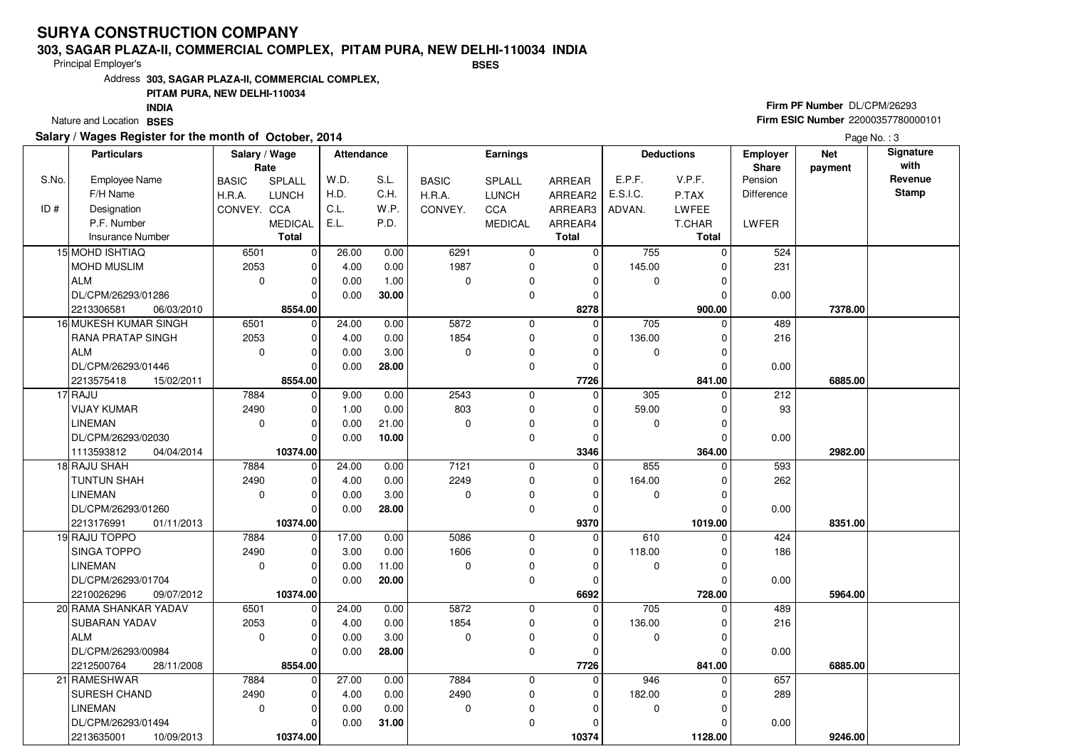# SURYA CONSTRUCTION COMPANY

**303, SAGAR PLAZA-II, COMMERCIAL COMPLEX, PITAM PURA, NEW DELHI-110034 INDIA**

Principal Employer's **BSES**

Address **303, SAGAR PLAZA-II, COMMERCIAL COMPLEX, PITAM PURA, NEW DELHI-110034 INDIA**

Nature and Location **BSES**

**Firm PF Number** DL/CPM/26293

**Firm ESIC Number** 22000357780000101

**Salary / Wages Register for the month of October, 2014**

| S.No. / ID # | Employee Name / F/H Name / Designation / P.F. Number / Insurance Number | Salary / Wage Rate: BASIC / H.R.A. / CONVEY. | SPLALL / LUNCH / CCA / MEDICAL / Total | Attendance: W.D. / H.D. / C.L. / E.L. | S.L. / C.H. / W.P. / P.D. | Earnings: BASIC / H.R.A. / CONVEY. | SPLALL / LUNCH / CCA / MEDICAL | ARREAR / ARREAR2 / ARREAR3 / ARREAR4 / Total | Deductions: E.P.F. / E.S.I.C. / ADVAN. | V.P.F. / P.TAX / LWFEE / T.CHAR / Total | Employer Share: Pension / Difference / LWFER | Net payment | Signature with Revenue Stamp |
|---|---|---|---|---|---|---|---|---|---|---|---|---|---|
| 15 | MOHD ISHTIAQ | 6501 | 0 | 26.00 | 0.00 | 6291 | 0 | 0 | 755 | 0 | 524 | | |
| | MOHD MUSLIM | 2053 | 0 | 4.00 | 0.00 | 1987 | 0 | 0 | 145.00 | 0 | 231 | | |
| | ALM | 0 | 0 | 0.00 | 1.00 | 0 | 0 | 0 | 0 | 0 | | | |
| | DL/CPM/26293/01286 | | 0 | 0.00 | **30.00** | | 0 | 0 | | 0 | 0.00 | | |
| | 2213306581 06/03/2010 | | **8554.00** | | | | | **8278** | | **900.00** | | **7378.00** | |
| 16 | MUKESH KUMAR SINGH | 6501 | 0 | 24.00 | 0.00 | 5872 | 0 | 0 | 705 | 0 | 489 | | |
| | RANA PRATAP SINGH | 2053 | 0 | 4.00 | 0.00 | 1854 | 0 | 0 | 136.00 | 0 | 216 | | |
| | ALM | 0 | 0 | 0.00 | 3.00 | 0 | 0 | 0 | 0 | 0 | | | |
| | DL/CPM/26293/01446 | | 0 | 0.00 | **28.00** | | 0 | 0 | | 0 | 0.00 | | |
| | 2213575418 15/02/2011 | | **8554.00** | | | | | **7726** | | **841.00** | | **6885.00** | |
| 17 | RAJU | 7884 | 0 | 9.00 | 0.00 | 2543 | 0 | 0 | 305 | 0 | 212 | | |
| | VIJAY KUMAR | 2490 | 0 | 1.00 | 0.00 | 803 | 0 | 0 | 59.00 | 0 | 93 | | |
| | LINEMAN | 0 | 0 | 0.00 | 21.00 | 0 | 0 | 0 | 0 | 0 | | | |
| | DL/CPM/26293/02030 | | 0 | 0.00 | **10.00** | | 0 | 0 | | 0 | 0.00 | | |
| | 1113593812 04/04/2014 | | **10374.00** | | | | | **3346** | | **364.00** | | **2982.00** | |
| 18 | RAJU SHAH | 7884 | 0 | 24.00 | 0.00 | 7121 | 0 | 0 | 855 | 0 | 593 | | |
| | TUNTUN SHAH | 2490 | 0 | 4.00 | 0.00 | 2249 | 0 | 0 | 164.00 | 0 | 262 | | |
| | LINEMAN | 0 | 0 | 0.00 | 3.00 | 0 | 0 | 0 | 0 | 0 | | | |
| | DL/CPM/26293/01260 | | 0 | 0.00 | **28.00** | | 0 | 0 | | 0 | 0.00 | | |
| | 2213176991 01/11/2013 | | **10374.00** | | | | | **9370** | | **1019.00** | | **8351.00** | |
| 19 | RAJU TOPPO | 7884 | 0 | 17.00 | 0.00 | 5086 | 0 | 0 | 610 | 0 | 424 | | |
| | SINGA TOPPO | 2490 | 0 | 3.00 | 0.00 | 1606 | 0 | 0 | 118.00 | 0 | 186 | | |
| | LINEMAN | 0 | 0 | 0.00 | 11.00 | 0 | 0 | 0 | 0 | 0 | | | |
| | DL/CPM/26293/01704 | | 0 | 0.00 | **20.00** | | 0 | 0 | | 0 | 0.00 | | |
| | 2210026296 09/07/2012 | | **10374.00** | | | | | **6692** | | **728.00** | | **5964.00** | |
| 20 | RAMA SHANKAR YADAV | 6501 | 0 | 24.00 | 0.00 | 5872 | 0 | 0 | 705 | 0 | 489 | | |
| | SUBARAN YADAV | 2053 | 0 | 4.00 | 0.00 | 1854 | 0 | 0 | 136.00 | 0 | 216 | | |
| | ALM | 0 | 0 | 0.00 | 3.00 | 0 | 0 | 0 | 0 | 0 | | | |
| | DL/CPM/26293/00984 | | 0 | 0.00 | **28.00** | | 0 | 0 | | 0 | 0.00 | | |
| | 2212500764 28/11/2008 | | **8554.00** | | | | | **7726** | | **841.00** | | **6885.00** | |
| 21 | RAMESHWAR | 7884 | 0 | 27.00 | 0.00 | 7884 | 0 | 0 | 946 | 0 | 657 | | |
| | SURESH CHAND | 2490 | 0 | 4.00 | 0.00 | 2490 | 0 | 0 | 182.00 | 0 | 289 | | |
| | LINEMAN | 0 | 0 | 0.00 | 0.00 | 0 | 0 | 0 | 0 | 0 | | | |
| | DL/CPM/26293/01494 | | 0 | 0.00 | **31.00** | | 0 | 0 | | 0 | 0.00 | | |
| | 2213635001 10/09/2013 | | **10374.00** | | | | | **10374** | | **1128.00** | | **9246.00** | |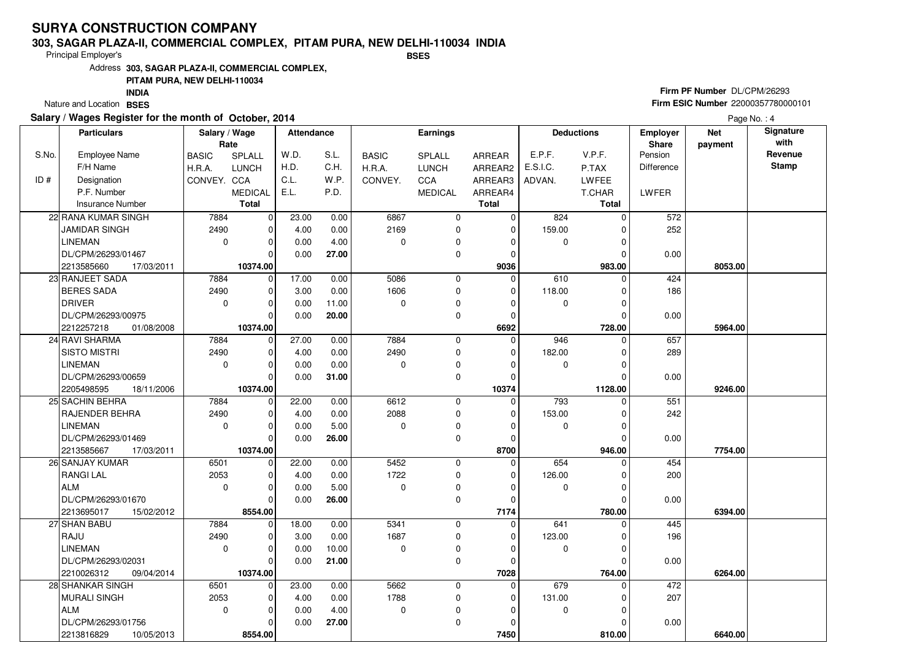# SURYA CONSTRUCTION COMPANY

**303, SAGAR PLAZA-II, COMMERCIAL COMPLEX, PITAM PURA, NEW DELHI-110034 INDIA**

Principal Employer's **BSES**

Address **303, SAGAR PLAZA-II, COMMERCIAL COMPLEX, PITAM PURA, NEW DELHI-110034 INDIA**

Nature and Location **BSES**

**Firm PF Number** DL/CPM/26293

**Firm ESIC Number** 22000357780000101

**Salary / Wages Register for the month of October, 2014**

| S.No. / ID # | Particulars: Employee Name / F/H Name / Designation / P.F. Number / Insurance Number | Salary / Wage Rate: BASIC / H.R.A. / CONVEY. | SPLALL / LUNCH / CCA / MEDICAL / Total | Attendance: W.D. / H.D. / C.L. / E.L. | S.L. / C.H. / W.P. / P.D. | Earnings: BASIC / H.R.A. / CONVEY. | SPLALL / LUNCH / CCA / MEDICAL | ARREAR / ARREAR2 / ARREAR3 / ARREAR4 / Total | Deductions: E.P.F. / E.S.I.C. / ADVAN. | V.P.F. / P.TAX / LWFEE / T.CHAR / Total | Employer Share: Pension / Difference / LWFER | Net payment | Signature with Revenue Stamp |
|---|---|---|---|---|---|---|---|---|---|---|---|---|---|
| 22 | RANA KUMAR SINGH | 7884 | 0 | 23.00 | 0.00 | 6867 | 0 | 0 | 824 | 0 | 572 | | |
| | JAMIDAR SINGH | 2490 | 0 | 4.00 | 0.00 | 2169 | 0 | 0 | 159.00 | 0 | 252 | | |
| | LINEMAN | 0 | 0 | 0.00 | 4.00 | 0 | 0 | 0 | 0 | 0 | | | |
| | DL/CPM/26293/01467 | | 0 | 0.00 | **27.00** | | 0 | 0 | | 0 | 0.00 | | |
| | 2213585660 17/03/2011 | | **10374.00** | | | | | **9036** | | **983.00** | | **8053.00** | |
| 23 | RANJEET SADA | 7884 | 0 | 17.00 | 0.00 | 5086 | 0 | 0 | 610 | 0 | 424 | | |
| | BERES SADA | 2490 | 0 | 3.00 | 0.00 | 1606 | 0 | 0 | 118.00 | 0 | 186 | | |
| | DRIVER | 0 | 0 | 0.00 | 11.00 | 0 | 0 | 0 | 0 | 0 | | | |
| | DL/CPM/26293/00975 | | 0 | 0.00 | **20.00** | | 0 | 0 | | 0 | 0.00 | | |
| | 2212257218 01/08/2008 | | **10374.00** | | | | | **6692** | | **728.00** | | **5964.00** | |
| 24 | RAVI SHARMA | 7884 | 0 | 27.00 | 0.00 | 7884 | 0 | 0 | 946 | 0 | 657 | | |
| | SISTO MISTRI | 2490 | 0 | 4.00 | 0.00 | 2490 | 0 | 0 | 182.00 | 0 | 289 | | |
| | LINEMAN | 0 | 0 | 0.00 | 0.00 | 0 | 0 | 0 | 0 | 0 | | | |
| | DL/CPM/26293/00659 | | 0 | 0.00 | **31.00** | | 0 | 0 | | 0 | 0.00 | | |
| | 2205498595 18/11/2006 | | **10374.00** | | | | | **10374** | | **1128.00** | | **9246.00** | |
| 25 | SACHIN BEHRA | 7884 | 0 | 22.00 | 0.00 | 6612 | 0 | 0 | 793 | 0 | 551 | | |
| | RAJENDER BEHRA | 2490 | 0 | 4.00 | 0.00 | 2088 | 0 | 0 | 153.00 | 0 | 242 | | |
| | LINEMAN | 0 | 0 | 0.00 | 5.00 | 0 | 0 | 0 | 0 | 0 | | | |
| | DL/CPM/26293/01469 | | 0 | 0.00 | **26.00** | | 0 | 0 | | 0 | 0.00 | | |
| | 2213585667 17/03/2011 | | **10374.00** | | | | | **8700** | | **946.00** | | **7754.00** | |
| 26 | SANJAY KUMAR | 6501 | 0 | 22.00 | 0.00 | 5452 | 0 | 0 | 654 | 0 | 454 | | |
| | RANGI LAL | 2053 | 0 | 4.00 | 0.00 | 1722 | 0 | 0 | 126.00 | 0 | 200 | | |
| | ALM | 0 | 0 | 0.00 | 5.00 | 0 | 0 | 0 | 0 | 0 | | | |
| | DL/CPM/26293/01670 | | 0 | 0.00 | **26.00** | | 0 | 0 | | 0 | 0.00 | | |
| | 2213695017 15/02/2012 | | **8554.00** | | | | | **7174** | | **780.00** | | **6394.00** | |
| 27 | SHAN BABU | 7884 | 0 | 18.00 | 0.00 | 5341 | 0 | 0 | 641 | 0 | 445 | | |
| | RAJU | 2490 | 0 | 3.00 | 0.00 | 1687 | 0 | 0 | 123.00 | 0 | 196 | | |
| | LINEMAN | 0 | 0 | 0.00 | 10.00 | 0 | 0 | 0 | 0 | 0 | | | |
| | DL/CPM/26293/02031 | | 0 | 0.00 | **21.00** | | 0 | 0 | | 0 | 0.00 | | |
| | 2210026312 09/04/2014 | | **10374.00** | | | | | **7028** | | **764.00** | | **6264.00** | |
| 28 | SHANKAR SINGH | 6501 | 0 | 23.00 | 0.00 | 5662 | 0 | 0 | 679 | 0 | 472 | | |
| | MURALI SINGH | 2053 | 0 | 4.00 | 0.00 | 1788 | 0 | 0 | 131.00 | 0 | 207 | | |
| | ALM | 0 | 0 | 0.00 | 4.00 | 0 | 0 | 0 | 0 | 0 | | | |
| | DL/CPM/26293/01756 | | 0 | 0.00 | **27.00** | | 0 | 0 | | 0 | 0.00 | | |
| | 2213816829 10/05/2013 | | **8554.00** | | | | | **7450** | | **810.00** | | **6640.00** | |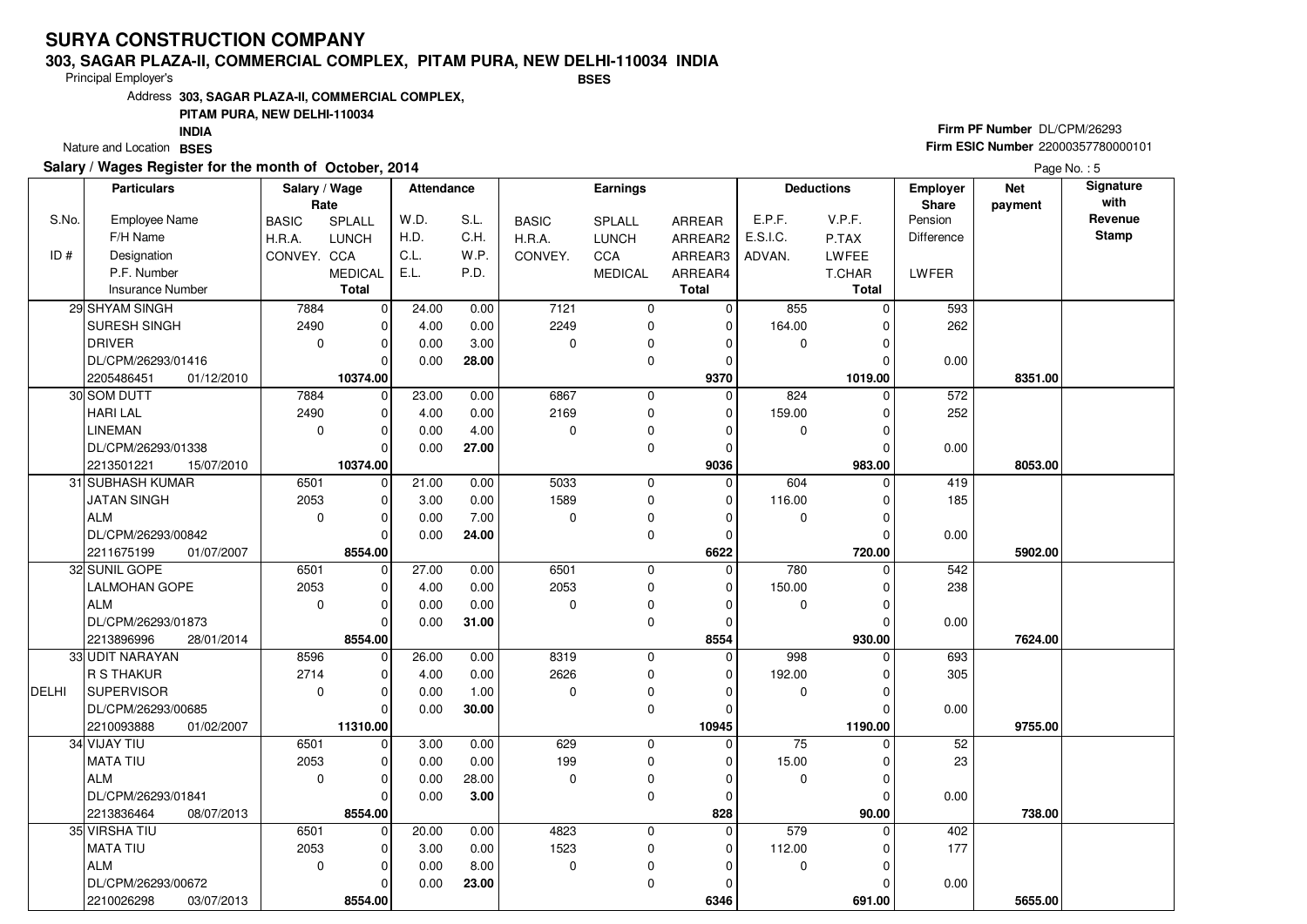# SURYA CONSTRUCTION COMPANY

**303, SAGAR PLAZA-II, COMMERCIAL COMPLEX, PITAM PURA, NEW DELHI-110034 INDIA**

Principal Employer's **BSES**

Address **303, SAGAR PLAZA-II, COMMERCIAL COMPLEX, PITAM PURA, NEW DELHI-110034 INDIA**

Nature and Location **BSES**

**Firm PF Number** DL/CPM/26293

**Firm ESIC Number** 22000357780000101

**Salary / Wages Register for the month of October, 2014**

Page No. : 5

| S.No. / ID # | Particulars: Employee Name / F/H Name / Designation / P.F. Number / Insurance Number | Salary / Wage Rate: BASIC / H.R.A. / CONVEY. | SPLALL / LUNCH / CCA / MEDICAL / Total | Attendance: W.D. / H.D. / C.L. / E.L. | S.L. / C.H. / W.P. / P.D. | Earnings: BASIC / H.R.A. / CONVEY. | SPLALL / LUNCH / CCA / MEDICAL | ARREAR / ARREAR2 / ARREAR3 / ARREAR4 / Total | Deductions: E.P.F. / E.S.I.C. / ADVAN. | V.P.F. / P.TAX / LWFEE / T.CHAR / Total | Employer Share: Pension / Difference / LWFER | Net payment | Signature with Revenue Stamp |
|---|---|---|---|---|---|---|---|---|---|---|---|---|---|
| 29 | SHYAM SINGH | 7884 | 0 | 24.00 | 0.00 | 7121 | 0 | 0 | 855 | 0 | 593 | | |
| | SURESH SINGH | 2490 | 0 | 4.00 | 0.00 | 2249 | 0 | 0 | 164.00 | 0 | 262 | | |
| | DRIVER | 0 | 0 | 0.00 | 3.00 | 0 | 0 | 0 | 0 | 0 | | | |
| | DL/CPM/26293/01416 | | 0 | 0.00 | **28.00** | | 0 | 0 | | 0 | 0.00 | | |
| | 2205486451 01/12/2010 | | **10374.00** | | | | | **9370** | | **1019.00** | | **8351.00** | |
| 30 | SOM DUTT | 7884 | 0 | 23.00 | 0.00 | 6867 | 0 | 0 | 824 | 0 | 572 | | |
| | HARI LAL | 2490 | 0 | 4.00 | 0.00 | 2169 | 0 | 0 | 159.00 | 0 | 252 | | |
| | LINEMAN | 0 | 0 | 0.00 | 4.00 | 0 | 0 | 0 | 0 | 0 | | | |
| | DL/CPM/26293/01338 | | 0 | 0.00 | **27.00** | | 0 | 0 | | 0 | 0.00 | | |
| | 2213501221 15/07/2010 | | **10374.00** | | | | | **9036** | | **983.00** | | **8053.00** | |
| 31 | SUBHASH KUMAR | 6501 | 0 | 21.00 | 0.00 | 5033 | 0 | 0 | 604 | 0 | 419 | | |
| | JATAN SINGH | 2053 | 0 | 3.00 | 0.00 | 1589 | 0 | 0 | 116.00 | 0 | 185 | | |
| | ALM | 0 | 0 | 0.00 | 7.00 | 0 | 0 | 0 | 0 | 0 | | | |
| | DL/CPM/26293/00842 | | 0 | 0.00 | **24.00** | | 0 | 0 | | 0 | 0.00 | | |
| | 2211675199 01/07/2007 | | **8554.00** | | | | | **6622** | | **720.00** | | **5902.00** | |
| 32 | SUNIL GOPE | 6501 | 0 | 27.00 | 0.00 | 6501 | 0 | 0 | 780 | 0 | 542 | | |
| | LALMOHAN GOPE | 2053 | 0 | 4.00 | 0.00 | 2053 | 0 | 0 | 150.00 | 0 | 238 | | |
| | ALM | 0 | 0 | 0.00 | 0.00 | 0 | 0 | 0 | 0 | 0 | | | |
| | DL/CPM/26293/01873 | | 0 | 0.00 | **31.00** | | 0 | 0 | | 0 | 0.00 | | |
| | 2213896996 28/01/2014 | | **8554.00** | | | | | **8554** | | **930.00** | | **7624.00** | |
| 33 | UDIT NARAYAN | 8596 | 0 | 26.00 | 0.00 | 8319 | 0 | 0 | 998 | 0 | 693 | | |
| | R S THAKUR | 2714 | 0 | 4.00 | 0.00 | 2626 | 0 | 0 | 192.00 | 0 | 305 | | |
| DELHI | SUPERVISOR | 0 | 0 | 0.00 | 1.00 | 0 | 0 | 0 | 0 | 0 | | | |
| | DL/CPM/26293/00685 | | 0 | 0.00 | **30.00** | | 0 | 0 | | 0 | 0.00 | | |
| | 2210093888 01/02/2007 | | **11310.00** | | | | | **10945** | | **1190.00** | | **9755.00** | |
| 34 | VIJAY TIU | 6501 | 0 | 3.00 | 0.00 | 629 | 0 | 0 | 75 | 0 | 52 | | |
| | MATA TIU | 2053 | 0 | 0.00 | 0.00 | 199 | 0 | 0 | 15.00 | 0 | 23 | | |
| | ALM | 0 | 0 | 0.00 | 28.00 | 0 | 0 | 0 | 0 | 0 | | | |
| | DL/CPM/26293/01841 | | 0 | 0.00 | **3.00** | | 0 | 0 | | 0 | 0.00 | | |
| | 2213836464 08/07/2013 | | **8554.00** | | | | | **828** | | **90.00** | | **738.00** | |
| 35 | VIRSHA TIU | 6501 | 0 | 20.00 | 0.00 | 4823 | 0 | 0 | 579 | 0 | 402 | | |
| | MATA TIU | 2053 | 0 | 3.00 | 0.00 | 1523 | 0 | 0 | 112.00 | 0 | 177 | | |
| | ALM | 0 | 0 | 0.00 | 8.00 | 0 | 0 | 0 | 0 | 0 | | | |
| | DL/CPM/26293/00672 | | 0 | 0.00 | **23.00** | | 0 | 0 | | 0 | 0.00 | | |
| | 2210026298 03/07/2013 | | **8554.00** | | | | | **6346** | | **691.00** | | **5655.00** | |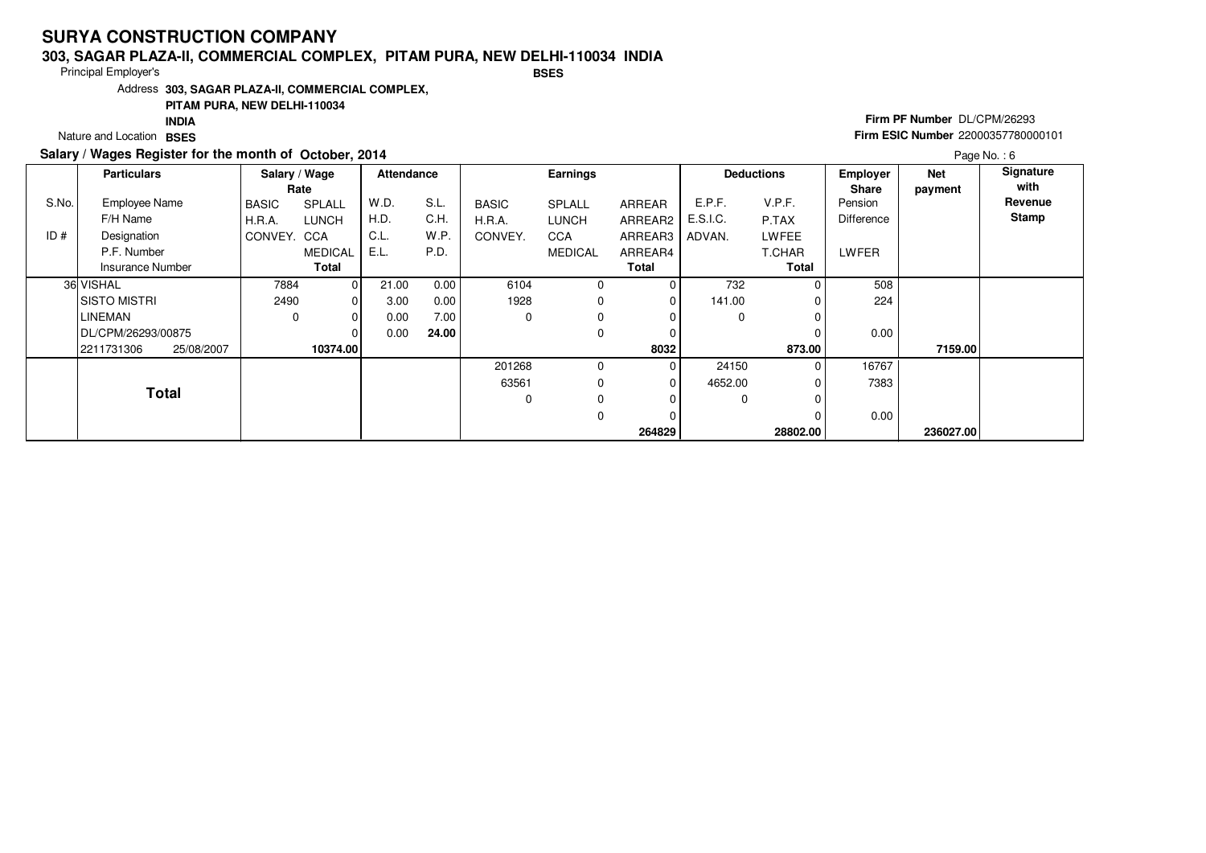# SURYA CONSTRUCTION COMPANY

**303, SAGAR PLAZA-II, COMMERCIAL COMPLEX, PITAM PURA, NEW DELHI-110034 INDIA**

Principal Employer's **BSES**

Address **303, SAGAR PLAZA-II, COMMERCIAL COMPLEX, PITAM PURA, NEW DELHI-110034 INDIA**

Nature and Location **BSES**

**Firm PF Number** DL/CPM/26293

**Firm ESIC Number** 22000357780000101

**Salary / Wages Register for the month of October, 2014**

Page No. : 6

| Particulars | | Salary / Wage Rate | | Attendance | | Earnings | | | Deductions | | Employer Share | Net payment | Signature with Revenue Stamp |
|---|---|---|---|---|---|---|---|---|---|---|---|---|---|
| S.No. / ID # | Employee Name / F/H Name / Designation / P.F. Number / Insurance Number | BASIC / H.R.A. / CONVEY. | SPLALL / LUNCH / CCA / MEDICAL / Total | W.D. / H.D. / C.L. / E.L. | S.L. / C.H. / W.P. / P.D. | BASIC / H.R.A. / CONVEY. | SPLALL / LUNCH / CCA / MEDICAL | ARREAR / ARREAR2 / ARREAR3 / ARREAR4 / Total | E.P.F. / E.S.I.C. / ADVAN. | V.P.F. / P.TAX / LWFEE / T.CHAR / Total | Pension / Difference / LWFER | | |
| 36 | VISHAL | 7884 | 0 | 21.00 | 0.00 | 6104 | 0 | 0 | 732 | 0 | 508 | | |
| | SISTO MISTRI | 2490 | 0 | 3.00 | 0.00 | 1928 | 0 | 0 | 141.00 | 0 | 224 | | |
| | LINEMAN | 0 | 0 | 0.00 | 7.00 | 0 | 0 | 0 | 0 | 0 | | | |
| | DL/CPM/26293/00875 | | 0 | 0.00 | **24.00** | | 0 | 0 | | 0 | 0.00 | | |
| | 2211731306 25/08/2007 | | **10374.00** | | | | | **8032** | | **873.00** | | **7159.00** | |
| | | | | | | 201268 | 0 | 0 | 24150 | 0 | 16767 | | |
| | **Total** | | | | | 63561 | 0 | 0 | 4652.00 | 0 | 7383 | | |
| | | | | | | 0 | 0 | 0 | 0 | 0 | | | |
| | | | | | | | 0 | 0 | | 0 | 0.00 | | |
| | | | | | | | | **264829** | | **28802.00** | | **236027.00** | |